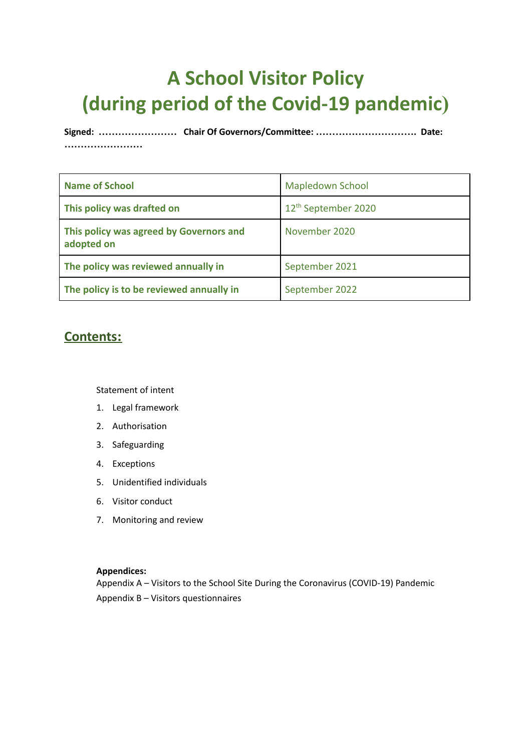# A School Visitor Policy (during period of the Covid-19 pandemic)

**Signed: …………………… Chair Of Governors/Committee: …………………………. Date: ……………………**

| **Name of School** | Mapledown School |
|---|---|
| **This policy was drafted on** | 12th September 2020 |
| **This policy was agreed by Governors and adopted on** | November 2020 |
| **The policy was reviewed annually in** | September 2021 |
| **The policy is to be reviewed annually in** | September 2022 |

## Contents:

Statement of intent

1. Legal framework
2. Authorisation
3. Safeguarding
4. Exceptions
5. Unidentified individuals
6. Visitor conduct
7. Monitoring and review

**Appendices:**

Appendix A – Visitors to the School Site During the Coronavirus (COVID-19) Pandemic

Appendix B – Visitors questionnaires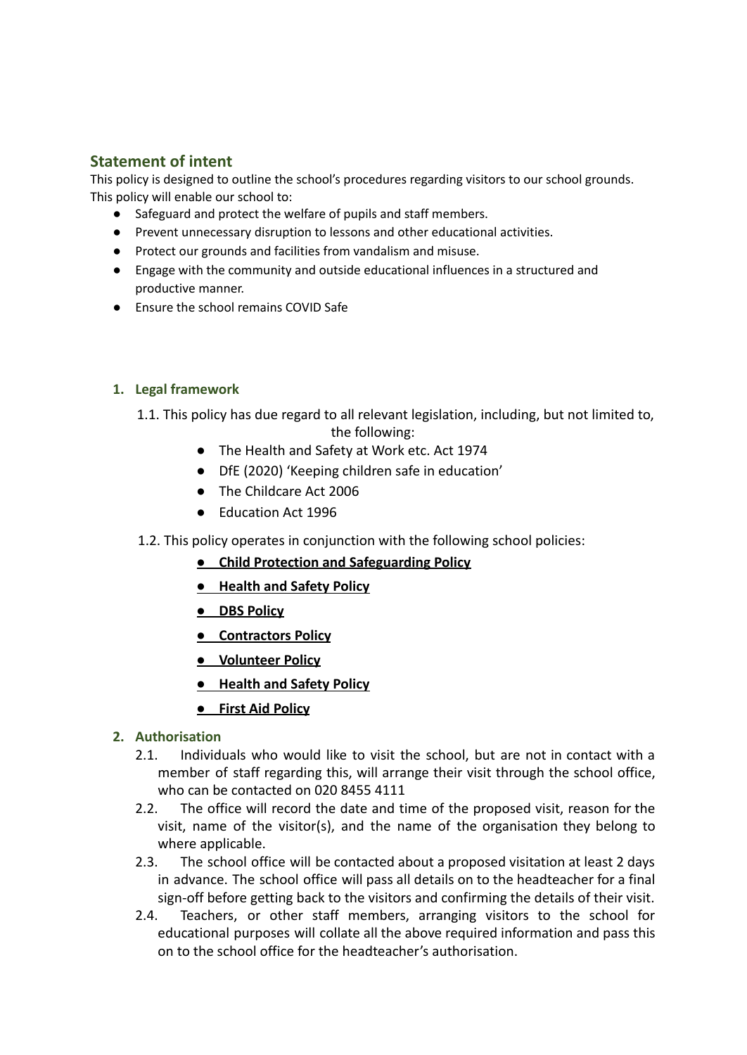## Statement of intent

This policy is designed to outline the school's procedures regarding visitors to our school grounds. This policy will enable our school to:

- Safeguard and protect the welfare of pupils and staff members.
- Prevent unnecessary disruption to lessons and other educational activities.
- Protect our grounds and facilities from vandalism and misuse.
- Engage with the community and outside educational influences in a structured and productive manner.
- Ensure the school remains COVID Safe

### 1. Legal framework

1.1. This policy has due regard to all relevant legislation, including, but not limited to, the following:

- The Health and Safety at Work etc. Act 1974
- DfE (2020) 'Keeping children safe in education'
- The Childcare Act 2006
- Education Act 1996

1.2. This policy operates in conjunction with the following school policies:

- **Child Protection and Safeguarding Policy**
- **Health and Safety Policy**
- **DBS Policy**
- **Contractors Policy**
- **Volunteer Policy**
- **Health and Safety Policy**
- **First Aid Policy**

### 2. Authorisation

2.1. Individuals who would like to visit the school, but are not in contact with a member of staff regarding this, will arrange their visit through the school office, who can be contacted on 020 8455 4111

2.2. The office will record the date and time of the proposed visit, reason for the visit, name of the visitor(s), and the name of the organisation they belong to where applicable.

2.3. The school office will be contacted about a proposed visitation at least 2 days in advance. The school office will pass all details on to the headteacher for a final sign-off before getting back to the visitors and confirming the details of their visit.

2.4. Teachers, or other staff members, arranging visitors to the school for educational purposes will collate all the above required information and pass this on to the school office for the headteacher's authorisation.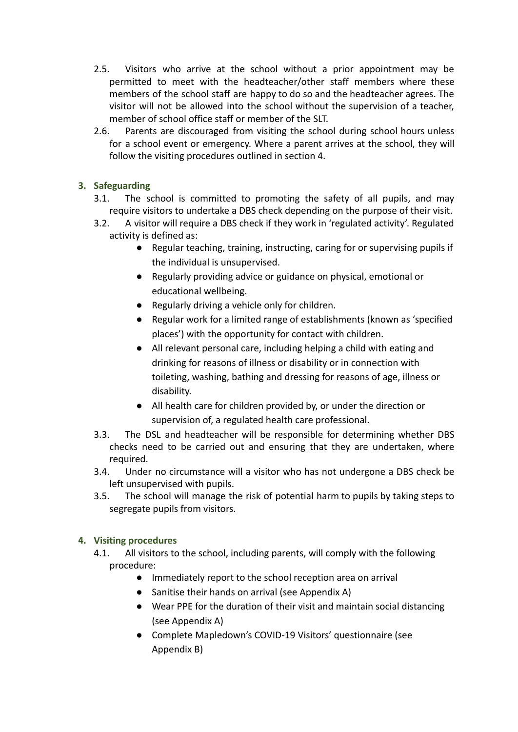2.5. Visitors who arrive at the school without a prior appointment may be permitted to meet with the headteacher/other staff members where these members of the school staff are happy to do so and the headteacher agrees. The visitor will not be allowed into the school without the supervision of a teacher, member of school office staff or member of the SLT.

2.6. Parents are discouraged from visiting the school during school hours unless for a school event or emergency. Where a parent arrives at the school, they will follow the visiting procedures outlined in section 4.

## 3. Safeguarding

3.1. The school is committed to promoting the safety of all pupils, and may require visitors to undertake a DBS check depending on the purpose of their visit.

3.2. A visitor will require a DBS check if they work in 'regulated activity'. Regulated activity is defined as:

- Regular teaching, training, instructing, caring for or supervising pupils if the individual is unsupervised.
- Regularly providing advice or guidance on physical, emotional or educational wellbeing.
- Regularly driving a vehicle only for children.
- Regular work for a limited range of establishments (known as 'specified places') with the opportunity for contact with children.
- All relevant personal care, including helping a child with eating and drinking for reasons of illness or disability or in connection with toileting, washing, bathing and dressing for reasons of age, illness or disability.
- All health care for children provided by, or under the direction or supervision of, a regulated health care professional.

3.3. The DSL and headteacher will be responsible for determining whether DBS checks need to be carried out and ensuring that they are undertaken, where required.

3.4. Under no circumstance will a visitor who has not undergone a DBS check be left unsupervised with pupils.

3.5. The school will manage the risk of potential harm to pupils by taking steps to segregate pupils from visitors.

## 4. Visiting procedures

4.1. All visitors to the school, including parents, will comply with the following procedure:

- Immediately report to the school reception area on arrival
- Sanitise their hands on arrival (see Appendix A)
- Wear PPE for the duration of their visit and maintain social distancing (see Appendix A)
- Complete Mapledown's COVID-19 Visitors' questionnaire (see Appendix B)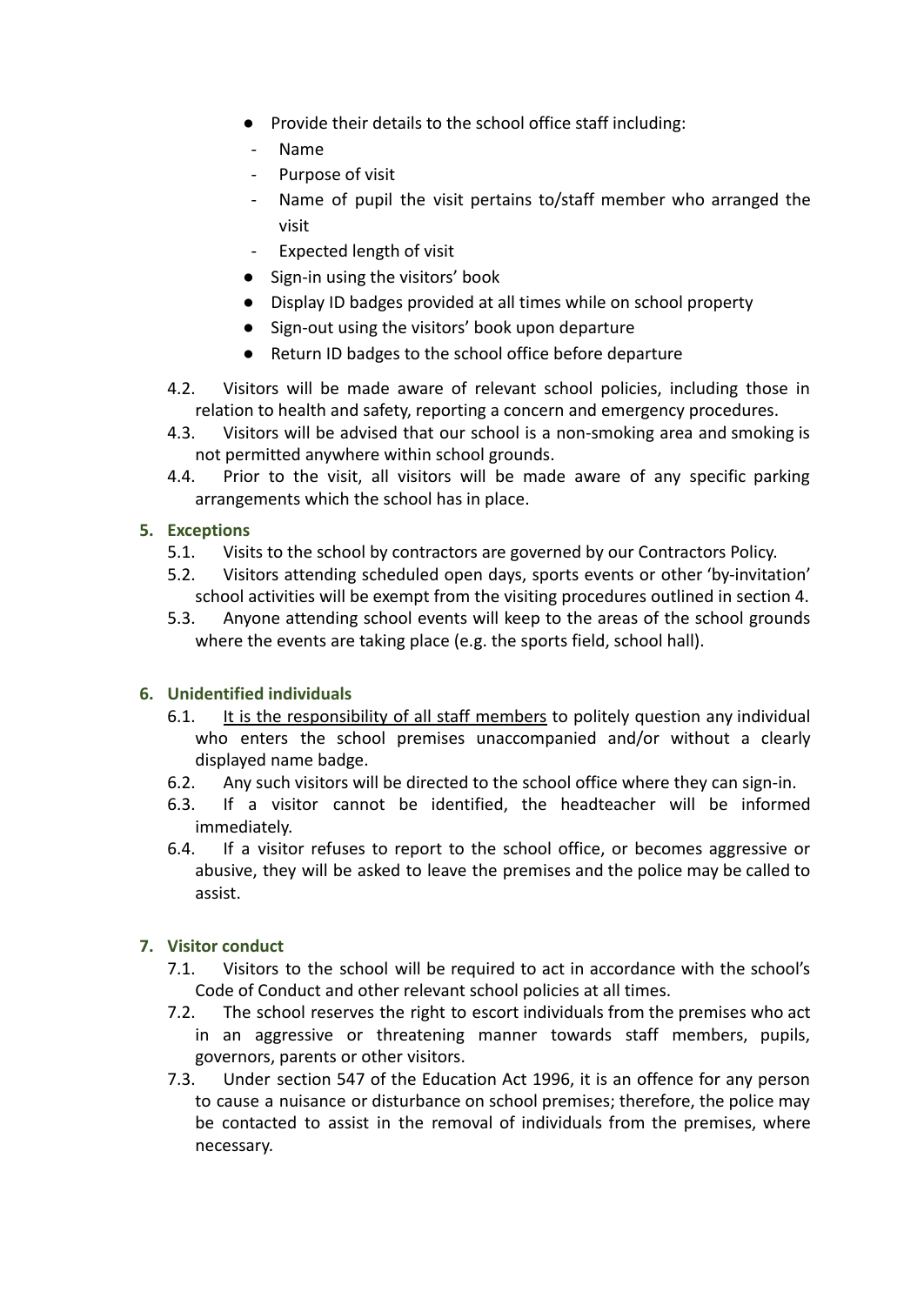- Provide their details to the school office staff including:
  - Name
  - Purpose of visit
  - Name of pupil the visit pertains to/staff member who arranged the visit
  - Expected length of visit
- Sign-in using the visitors' book
- Display ID badges provided at all times while on school property
- Sign-out using the visitors' book upon departure
- Return ID badges to the school office before departure

4.2. Visitors will be made aware of relevant school policies, including those in relation to health and safety, reporting a concern and emergency procedures.

4.3. Visitors will be advised that our school is a non-smoking area and smoking is not permitted anywhere within school grounds.

4.4. Prior to the visit, all visitors will be made aware of any specific parking arrangements which the school has in place.

## 5. Exceptions

5.1. Visits to the school by contractors are governed by our Contractors Policy.

5.2. Visitors attending scheduled open days, sports events or other 'by-invitation' school activities will be exempt from the visiting procedures outlined in section 4.

5.3. Anyone attending school events will keep to the areas of the school grounds where the events are taking place (e.g. the sports field, school hall).

## 6. Unidentified individuals

6.1. <u>It is the responsibility of all staff members</u> to politely question any individual who enters the school premises unaccompanied and/or without a clearly displayed name badge.

6.2. Any such visitors will be directed to the school office where they can sign-in.

6.3. If a visitor cannot be identified, the headteacher will be informed immediately.

6.4. If a visitor refuses to report to the school office, or becomes aggressive or abusive, they will be asked to leave the premises and the police may be called to assist.

## 7. Visitor conduct

7.1. Visitors to the school will be required to act in accordance with the school's Code of Conduct and other relevant school policies at all times.

7.2. The school reserves the right to escort individuals from the premises who act in an aggressive or threatening manner towards staff members, pupils, governors, parents or other visitors.

7.3. Under section 547 of the Education Act 1996, it is an offence for any person to cause a nuisance or disturbance on school premises; therefore, the police may be contacted to assist in the removal of individuals from the premises, where necessary.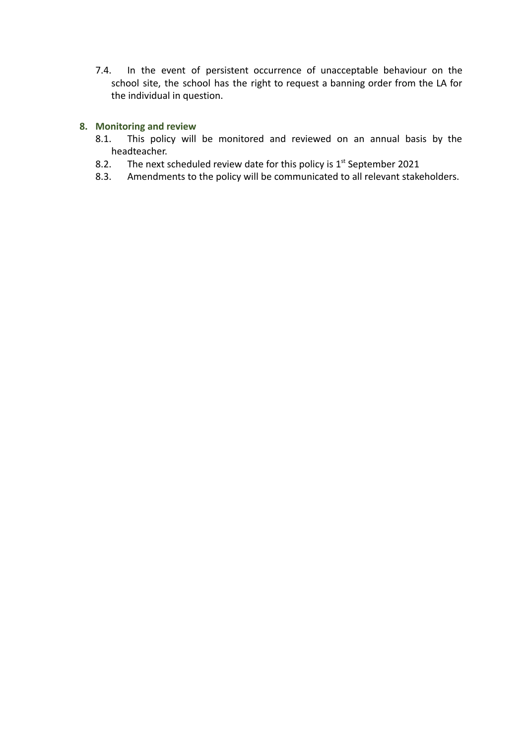7.4. In the event of persistent occurrence of unacceptable behaviour on the school site, the school has the right to request a banning order from the LA for the individual in question.

## 8. Monitoring and review

8.1. This policy will be monitored and reviewed on an annual basis by the headteacher.

8.2. The next scheduled review date for this policy is 1st September 2021

8.3. Amendments to the policy will be communicated to all relevant stakeholders.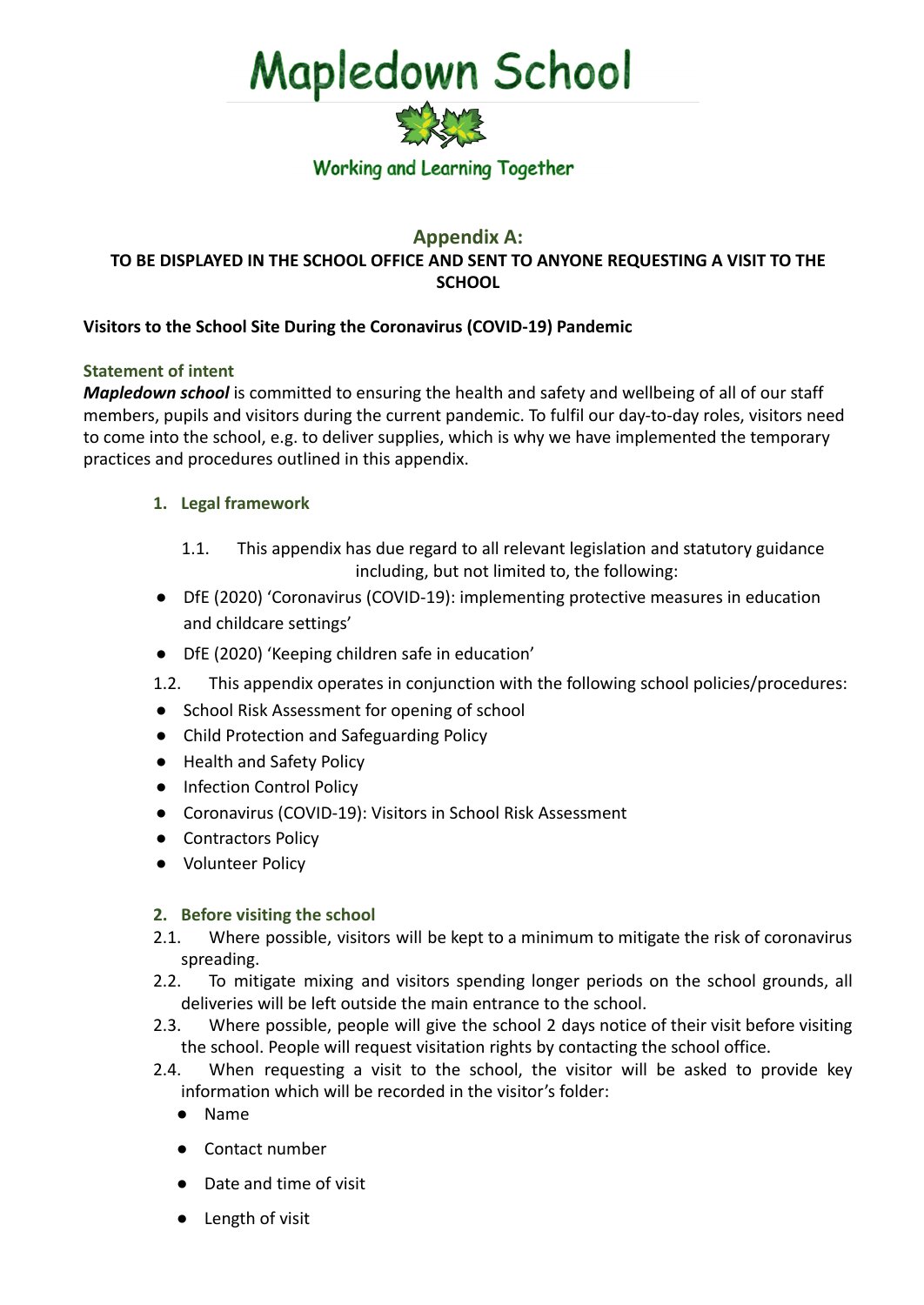# Mapledown School

Working and Learning Together

## Appendix A:

**TO BE DISPLAYED IN THE SCHOOL OFFICE AND SENT TO ANYONE REQUESTING A VISIT TO THE SCHOOL**

**Visitors to the School Site During the Coronavirus (COVID-19) Pandemic**

### Statement of intent

***Mapledown school*** is committed to ensuring the health and safety and wellbeing of all of our staff members, pupils and visitors during the current pandemic. To fulfil our day-to-day roles, visitors need to come into the school, e.g. to deliver supplies, which is why we have implemented the temporary practices and procedures outlined in this appendix.

### 1. Legal framework

1.1. This appendix has due regard to all relevant legislation and statutory guidance including, but not limited to, the following:

- DfE (2020) 'Coronavirus (COVID-19): implementing protective measures in education and childcare settings'
- DfE (2020) 'Keeping children safe in education'

1.2. This appendix operates in conjunction with the following school policies/procedures:

- School Risk Assessment for opening of school
- Child Protection and Safeguarding Policy
- Health and Safety Policy
- Infection Control Policy
- Coronavirus (COVID-19): Visitors in School Risk Assessment
- Contractors Policy
- Volunteer Policy

### 2. Before visiting the school

2.1. Where possible, visitors will be kept to a minimum to mitigate the risk of coronavirus spreading.

2.2. To mitigate mixing and visitors spending longer periods on the school grounds, all deliveries will be left outside the main entrance to the school.

2.3. Where possible, people will give the school 2 days notice of their visit before visiting the school. People will request visitation rights by contacting the school office.

2.4. When requesting a visit to the school, the visitor will be asked to provide key information which will be recorded in the visitor's folder:

- Name
- Contact number
- Date and time of visit
- Length of visit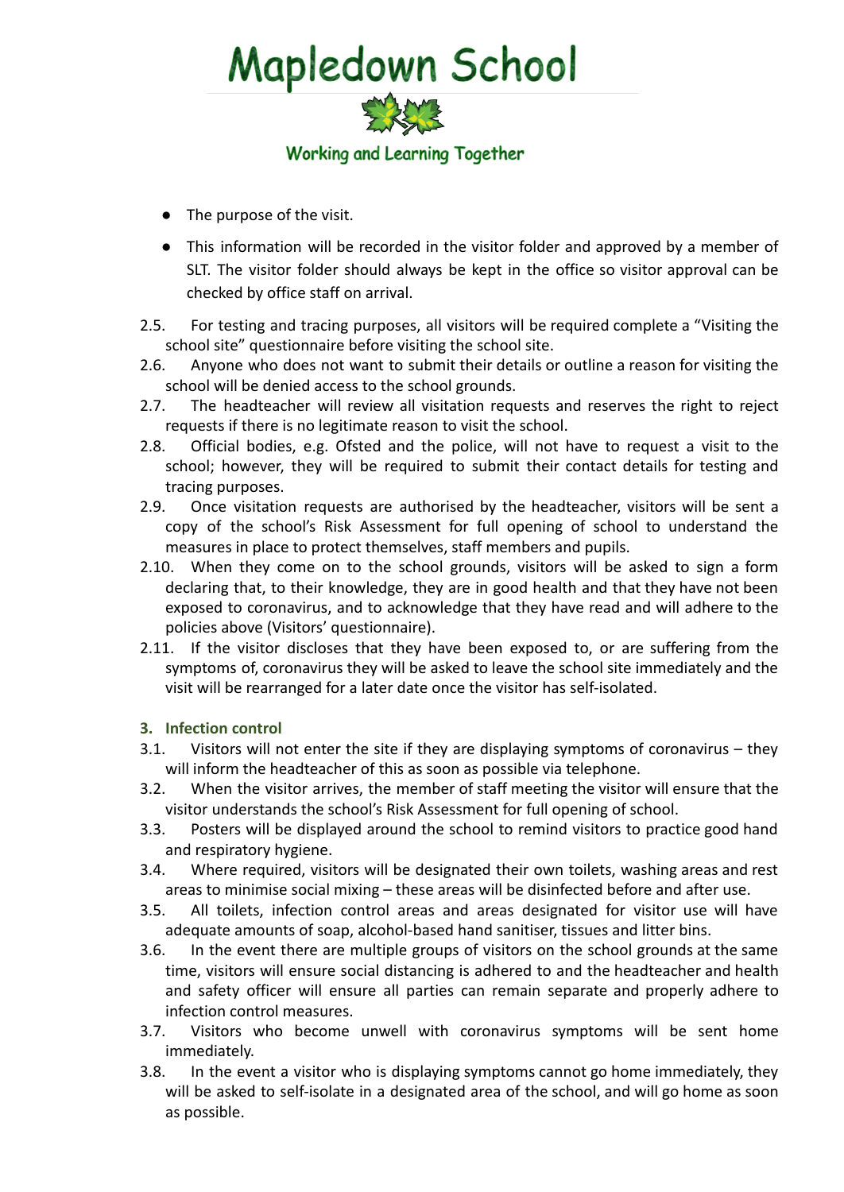- The purpose of the visit.
- This information will be recorded in the visitor folder and approved by a member of SLT. The visitor folder should always be kept in the office so visitor approval can be checked by office staff on arrival.

2.5. For testing and tracing purposes, all visitors will be required complete a “Visiting the school site” questionnaire before visiting the school site.

2.6. Anyone who does not want to submit their details or outline a reason for visiting the school will be denied access to the school grounds.

2.7. The headteacher will review all visitation requests and reserves the right to reject requests if there is no legitimate reason to visit the school.

2.8. Official bodies, e.g. Ofsted and the police, will not have to request a visit to the school; however, they will be required to submit their contact details for testing and tracing purposes.

2.9. Once visitation requests are authorised by the headteacher, visitors will be sent a copy of the school’s Risk Assessment for full opening of school to understand the measures in place to protect themselves, staff members and pupils.

2.10. When they come on to the school grounds, visitors will be asked to sign a form declaring that, to their knowledge, they are in good health and that they have not been exposed to coronavirus, and to acknowledge that they have read and will adhere to the policies above (Visitors’ questionnaire).

2.11. If the visitor discloses that they have been exposed to, or are suffering from the symptoms of, coronavirus they will be asked to leave the school site immediately and the visit will be rearranged for a later date once the visitor has self-isolated.

## 3. Infection control

3.1. Visitors will not enter the site if they are displaying symptoms of coronavirus – they will inform the headteacher of this as soon as possible via telephone.

3.2. When the visitor arrives, the member of staff meeting the visitor will ensure that the visitor understands the school’s Risk Assessment for full opening of school.

3.3. Posters will be displayed around the school to remind visitors to practice good hand and respiratory hygiene.

3.4. Where required, visitors will be designated their own toilets, washing areas and rest areas to minimise social mixing – these areas will be disinfected before and after use.

3.5. All toilets, infection control areas and areas designated for visitor use will have adequate amounts of soap, alcohol-based hand sanitiser, tissues and litter bins.

3.6. In the event there are multiple groups of visitors on the school grounds at the same time, visitors will ensure social distancing is adhered to and the headteacher and health and safety officer will ensure all parties can remain separate and properly adhere to infection control measures.

3.7. Visitors who become unwell with coronavirus symptoms will be sent home immediately.

3.8. In the event a visitor who is displaying symptoms cannot go home immediately, they will be asked to self-isolate in a designated area of the school, and will go home as soon as possible.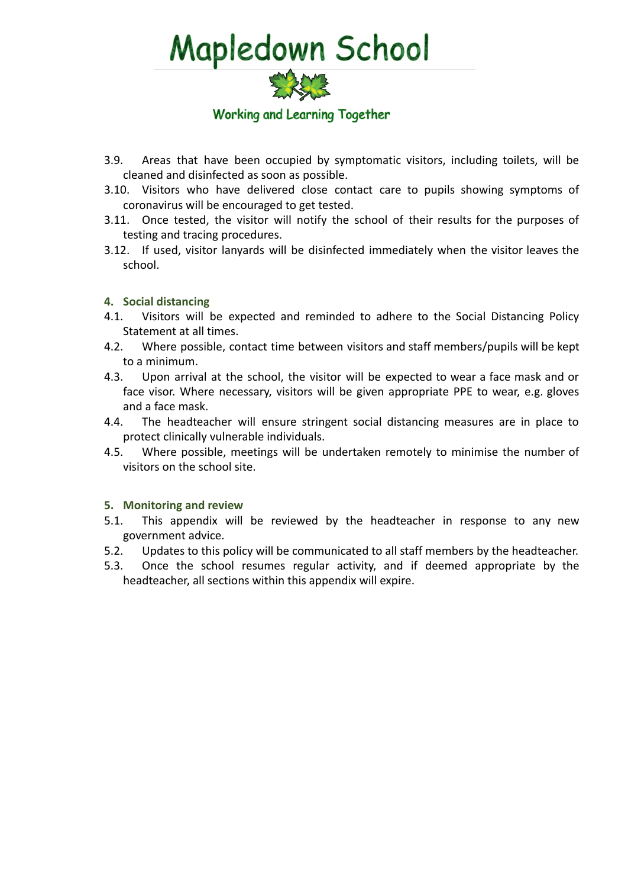3.9. Areas that have been occupied by symptomatic visitors, including toilets, will be cleaned and disinfected as soon as possible.

3.10. Visitors who have delivered close contact care to pupils showing symptoms of coronavirus will be encouraged to get tested.

3.11. Once tested, the visitor will notify the school of their results for the purposes of testing and tracing procedures.

3.12. If used, visitor lanyards will be disinfected immediately when the visitor leaves the school.

## 4. Social distancing

4.1. Visitors will be expected and reminded to adhere to the Social Distancing Policy Statement at all times.

4.2. Where possible, contact time between visitors and staff members/pupils will be kept to a minimum.

4.3. Upon arrival at the school, the visitor will be expected to wear a face mask and or face visor. Where necessary, visitors will be given appropriate PPE to wear, e.g. gloves and a face mask.

4.4. The headteacher will ensure stringent social distancing measures are in place to protect clinically vulnerable individuals.

4.5. Where possible, meetings will be undertaken remotely to minimise the number of visitors on the school site.

## 5. Monitoring and review

5.1. This appendix will be reviewed by the headteacher in response to any new government advice.

5.2. Updates to this policy will be communicated to all staff members by the headteacher.

5.3. Once the school resumes regular activity, and if deemed appropriate by the headteacher, all sections within this appendix will expire.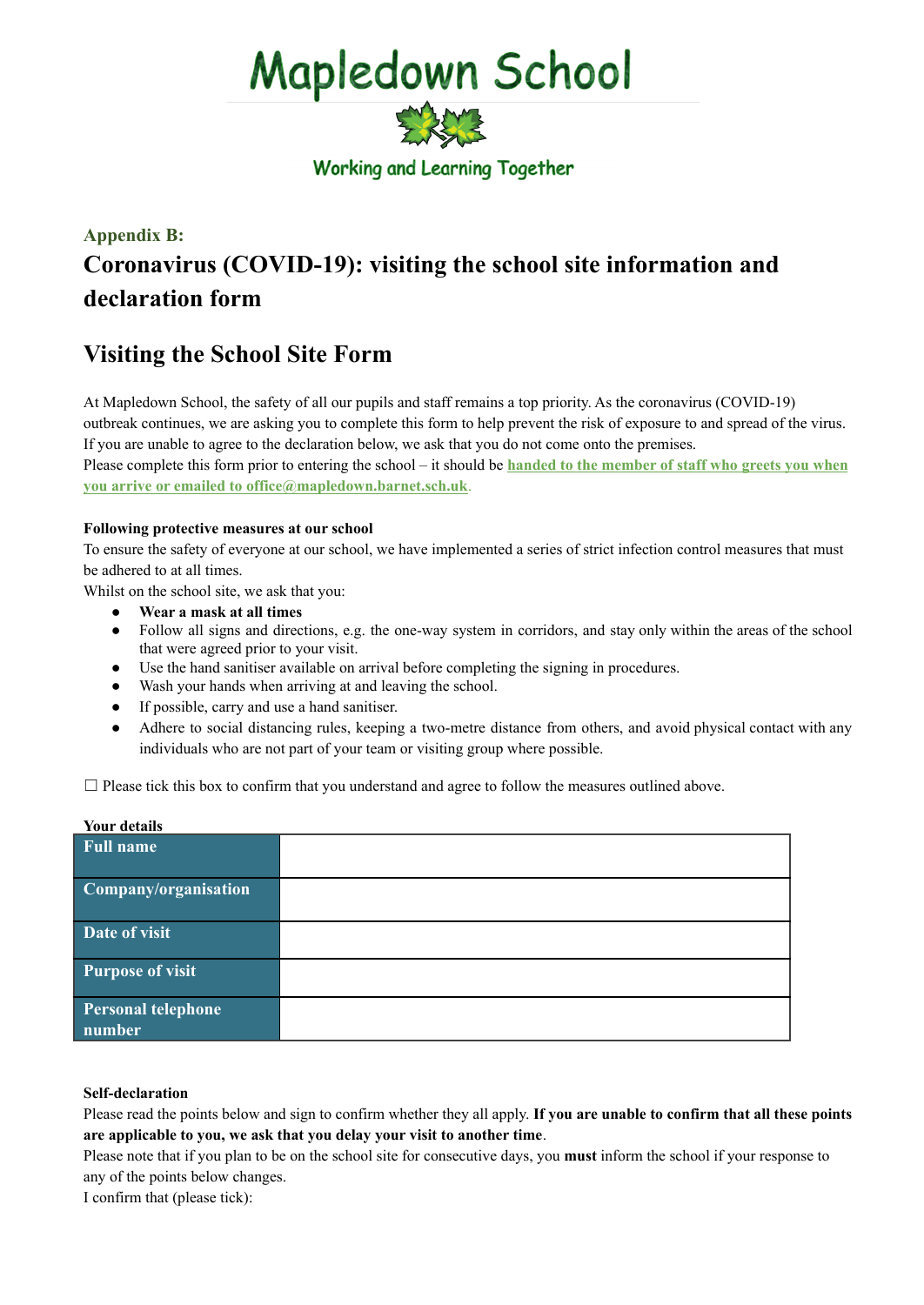# Mapledown School

Working and Learning Together

**Appendix B:**

## Coronavirus (COVID-19): visiting the school site information and declaration form

## Visiting the School Site Form

At Mapledown School, the safety of all our pupils and staff remains a top priority. As the coronavirus (COVID-19) outbreak continues, we are asking you to complete this form to help prevent the risk of exposure to and spread of the virus. If you are unable to agree to the declaration below, we ask that you do not come onto the premises.

Please complete this form prior to entering the school – it should be **handed to the member of staff who greets you when you arrive or emailed to office@mapledown.barnet.sch.uk**.

**Following protective measures at our school**

To ensure the safety of everyone at our school, we have implemented a series of strict infection control measures that must be adhered to at all times.

Whilst on the school site, we ask that you:

- **Wear a mask at all times**
- Follow all signs and directions, e.g. the one-way system in corridors, and stay only within the areas of the school that were agreed prior to your visit.
- Use the hand sanitiser available on arrival before completing the signing in procedures.
- Wash your hands when arriving at and leaving the school.
- If possible, carry and use a hand sanitiser.
- Adhere to social distancing rules, keeping a two-metre distance from others, and avoid physical contact with any individuals who are not part of your team or visiting group where possible.

☐ Please tick this box to confirm that you understand and agree to follow the measures outlined above.

**Your details**

| | |
|---|---|
| **Full name** | |
| **Company/organisation** | |
| **Date of visit** | |
| **Purpose of visit** | |
| **Personal telephone number** | |

**Self-declaration**

Please read the points below and sign to confirm whether they all apply. **If you are unable to confirm that all these points are applicable to you, we ask that you delay your visit to another time**.

Please note that if you plan to be on the school site for consecutive days, you **must** inform the school if your response to any of the points below changes.

I confirm that (please tick):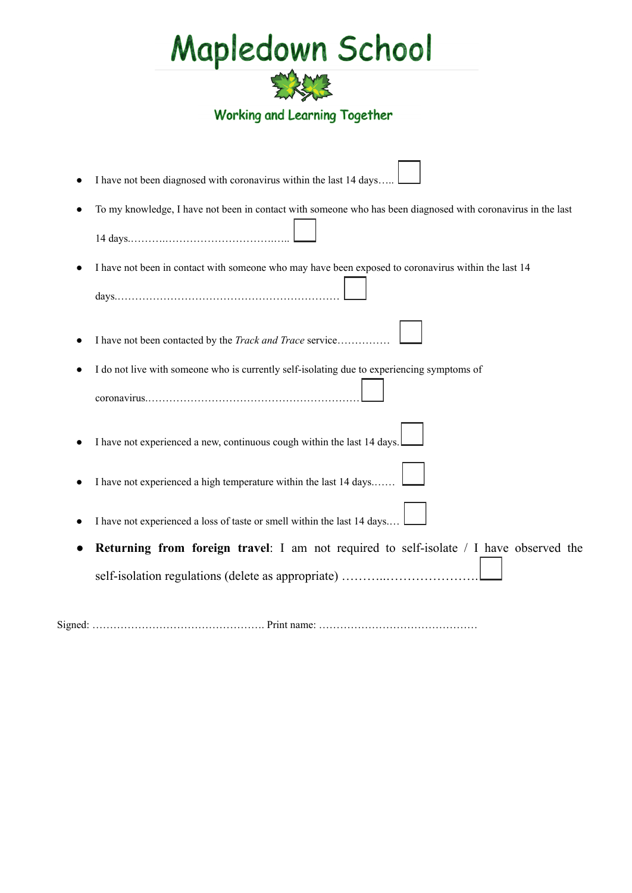# Mapledown School

Working and Learning Together

- I have not been diagnosed with coronavirus within the last 14 days….. ☐
- To my knowledge, I have not been in contact with someone who has been diagnosed with coronavirus in the last 14 days..……….……………………….….. ☐
- I have not been in contact with someone who may have been exposed to coronavirus within the last 14 days………………………………………………………. ☐
- I have not been contacted by the *Track and Trace* service…………… ☐
- I do not live with someone who is currently self-isolating due to experiencing symptoms of coronavirus…………………………………………………… ☐
- I have not experienced a new, continuous cough within the last 14 days. ☐
- I have not experienced a high temperature within the last 14 days.…… ☐
- I have not experienced a loss of taste or smell within the last 14 days.… ☐
- **Returning from foreign travel**: I am not required to self-isolate / I have observed the self-isolation regulations (delete as appropriate) ………..…………………. ☐

Signed: …………………………………………. Print name: ………………………………………